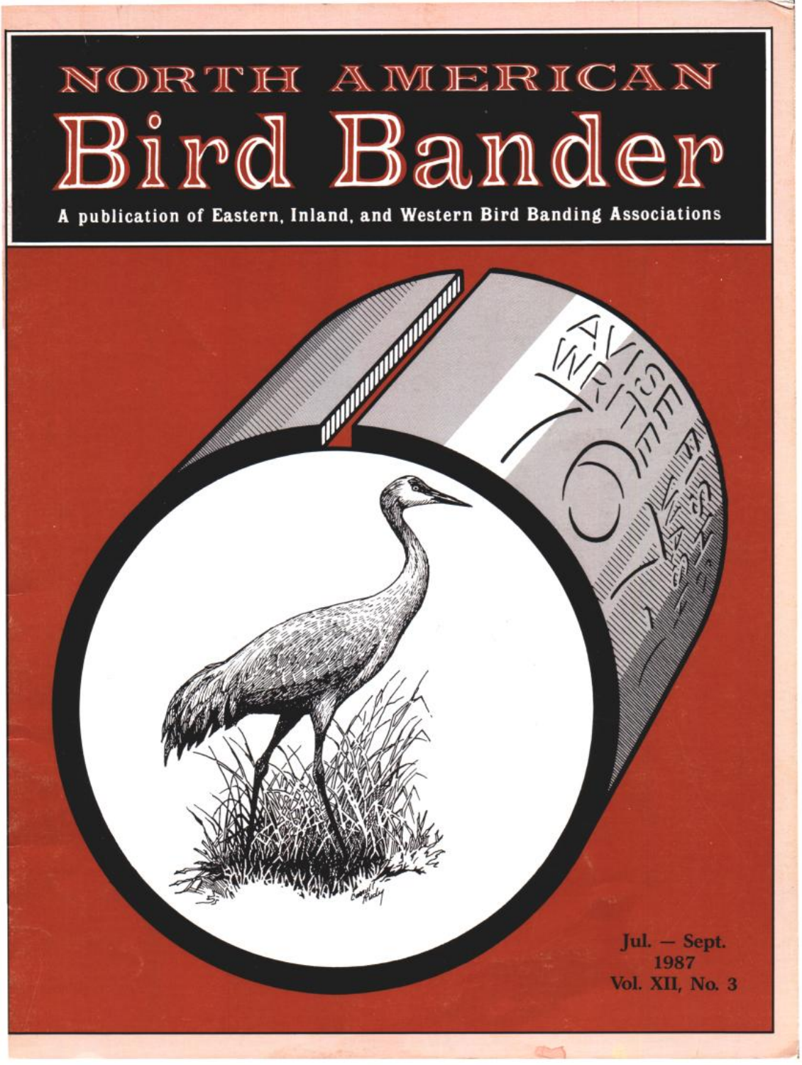# NORTH AMERICAN Bird Bander

**A publication of Eastern, Inland, and Western Bird Banding Associations**

Jul. — Sept.
1987
Vol. XII, No. 3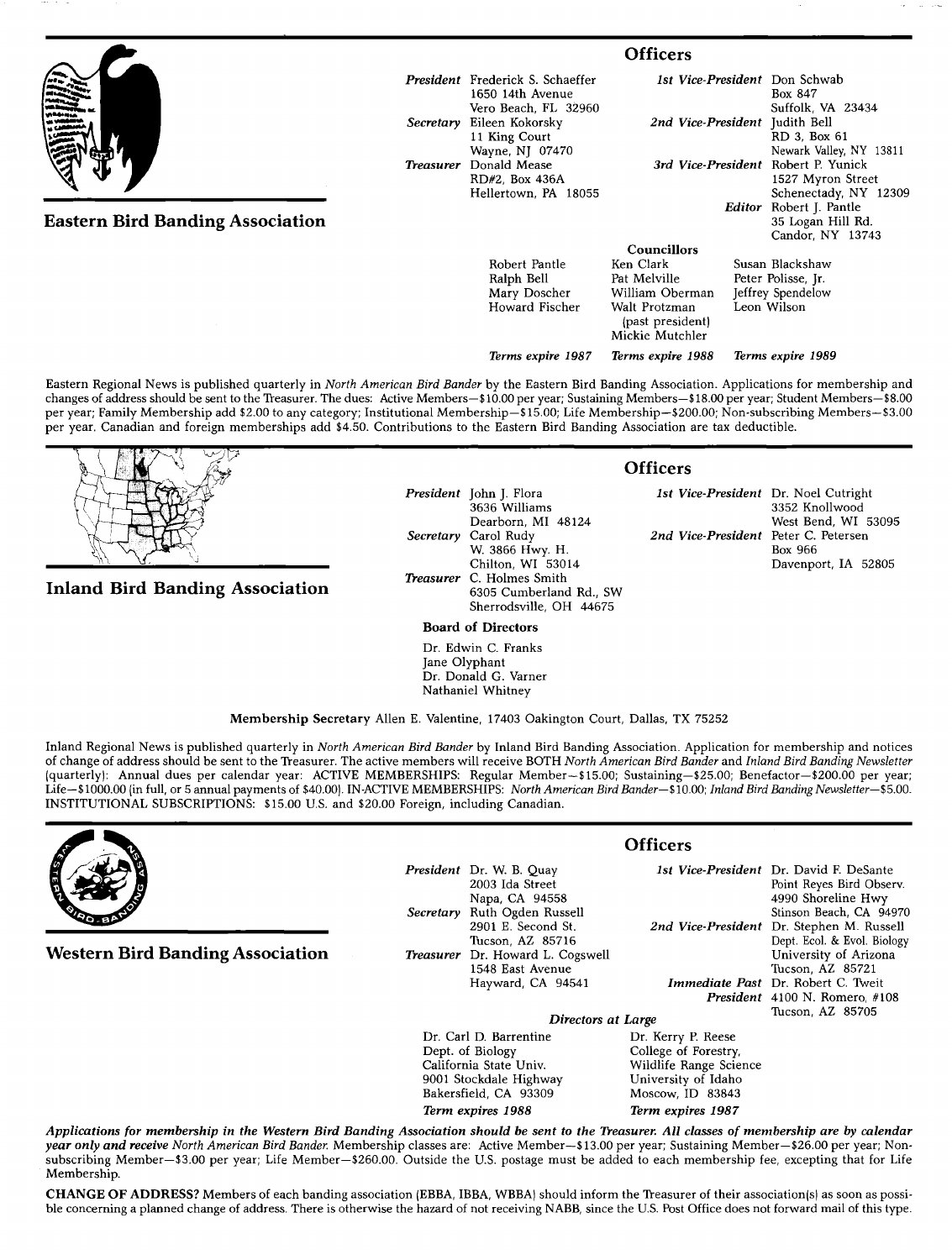## Eastern Bird Banding Association

### Officers

*President* Frederick S. Schaeffer
1650 14th Avenue
Vero Beach, FL 32960

*Secretary* Eileen Kokorsky
11 King Court
Wayne, NJ 07470

*Treasurer* Donald Mease
RD#2, Box 436A
Hellertown, PA 18055

*1st Vice-President* Don Schwab
Box 847
Suffolk, VA 23434

*2nd Vice-President* Judith Bell
RD 3, Box 61
Newark Valley, NY 13811

*3rd Vice-President* Robert P. Yunick
1527 Myron Street
Schenectady, NY 12309

*Editor* Robert J. Pantle
35 Logan Hill Rd.
Candor, NY 13743

**Councillors**

| | | |
|---|---|---|
| Robert Pantle | Ken Clark | Susan Blackshaw |
| Ralph Bell | Pat Melville | Peter Polisse, Jr. |
| Mary Doscher | William Oberman | Jeffrey Spendelow |
| Howard Fischer | Walt Protzman (past president) | Leon Wilson |
| | Mickie Mutchler | |
| *Terms expire 1987* | *Terms expire 1988* | *Terms expire 1989* |

Eastern Regional News is published quarterly in *North American Bird Bander* by the Eastern Bird Banding Association. Applications for membership and changes of address should be sent to the Treasurer. The dues: Active Members—$10.00 per year; Sustaining Members—$18.00 per year; Student Members—$8.00 per year; Family Membership add $2.00 to any category; Institutional Membership—$15.00; Life Membership—$200.00; Non-subscribing Members—$3.00 per year. Canadian and foreign memberships add $4.50. Contributions to the Eastern Bird Banding Association are tax deductible.

## Inland Bird Banding Association

### Officers

*President* John J. Flora
3636 Williams
Dearborn, MI 48124

*Secretary* Carol Rudy
W. 3866 Hwy. H.
Chilton, WI 53014

*Treasurer* C. Holmes Smith
6305 Cumberland Rd., SW
Sherrodsville, OH 44675

*1st Vice-President* Dr. Noel Cutright
3352 Knollwood
West Bend, WI 53095

*2nd Vice-President* Peter C. Petersen
Box 966
Davenport, IA 52805

**Board of Directors**

Dr. Edwin C. Franks
Jane Olyphant
Dr. Donald G. Varner
Nathaniel Whitney

**Membership Secretary** Allen E. Valentine, 17403 Oakington Court, Dallas, TX 75252

Inland Regional News is published quarterly in *North American Bird Bander* by Inland Bird Banding Association. Application for membership and notices of change of address should be sent to the Treasurer. The active members will receive BOTH *North American Bird Bander* and *Inland Bird Banding Newsletter* (quarterly): Annual dues per calendar year: ACTIVE MEMBERSHIPS: Regular Member—$15.00; Sustaining—$25.00; Benefactor—$200.00 per year; Life—$1000.00 (in full, or 5 annual payments of $40.00). IN-ACTIVE MEMBERSHIPS: *North American Bird Bander*—$10.00; *Inland Bird Banding Newsletter*—$5.00. INSTITUTIONAL SUBSCRIPTIONS: $15.00 U.S. and $20.00 Foreign, including Canadian.

## Western Bird Banding Association

### Officers

*President* Dr. W. B. Quay
2003 Ida Street
Napa, CA 94558

*Secretary* Ruth Ogden Russell
2901 E. Second St.
Tucson, AZ 85716

*Treasurer* Dr. Howard L. Cogswell
1548 East Avenue
Hayward, CA 94541

*1st Vice-President* Dr. David F. DeSante
Point Reyes Bird Observ.
4990 Shoreline Hwy
Stinson Beach, CA 94970

*2nd Vice-President* Dr. Stephen M. Russell
Dept. Ecol. & Evol. Biology
University of Arizona
Tucson, AZ 85721

*Immediate Past President* Dr. Robert C. Tweit
4100 N. Romero, #108
Tucson, AZ 85705

*Directors at Large*

| | |
|---|---|
| Dr. Carl D. Barrentine | Dr. Kerry P. Reese |
| Dept. of Biology | College of Forestry, |
| California State Univ. | Wildlife Range Science |
| 9001 Stockdale Highway | University of Idaho |
| Bakersfield, CA 93309 | Moscow, ID 83843 |
| *Term expires 1988* | *Term expires 1987* |

***Applications for membership in the Western Bird Banding Association should be sent to the Treasurer. All classes of membership are by calendar year only and receive*** *North American Bird Bander.* Membership classes are: Active Member—$13.00 per year; Sustaining Member—$26.00 per year; Non-subscribing Member—$3.00 per year; Life Member—$260.00. Outside the U.S. postage must be added to each membership fee, excepting that for Life Membership.

**CHANGE OF ADDRESS?** Members of each banding association (EBBA, IBBA, WBBA) should inform the Treasurer of their association(s) as soon as possible concerning a planned change of address. There is otherwise the hazard of not receiving NABB, since the U.S. Post Office does not forward mail of this type.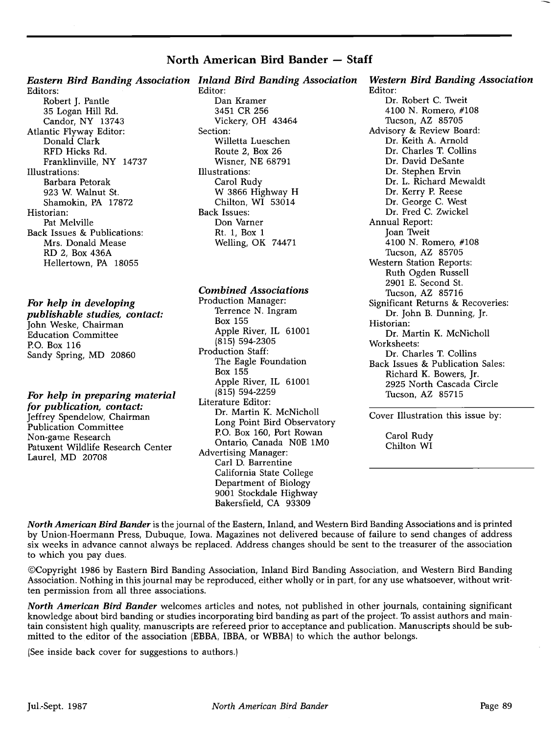# North American Bird Bander — Staff

### *Eastern Bird Banding Association*

Editors:
Robert J. Pantle
35 Logan Hill Rd.
Candor, NY 13743

Atlantic Flyway Editor:
Donald Clark
RFD Hicks Rd.
Franklinville, NY 14737

Illustrations:
Barbara Petorak
923 W. Walnut St.
Shamokin, PA 17872

Historian:
Pat Melville

Back Issues & Publications:
Mrs. Donald Mease
RD 2, Box 436A
Hellertown, PA 18055

### *For help in developing publishable studies, contact:*

John Weske, Chairman
Education Committee
P.O. Box 116
Sandy Spring, MD 20860

### *For help in preparing material for publication, contact:*

Jeffrey Spendelow, Chairman
Publication Committee
Non-game Research
Patuxent Wildlife Research Center
Laurel, MD 20708

### *Inland Bird Banding Association*

Editor:
Dan Kramer
3451 CR 256
Vickery, OH 43464

Section:
Willetta Lueschen
Route 2, Box 26
Wisner, NE 68791

Illustrations:
Carol Rudy
W 3866 Highway H
Chilton, WI 53014

Back Issues:
Don Varner
Rt. 1, Box 1
Welling, OK 74471

### *Combined Associations*

Production Manager:
Terrence N. Ingram
Box 155
Apple River, IL 61001
(815) 594-2305

Production Staff:
The Eagle Foundation
Box 155
Apple River, IL 61001
(815) 594-2259

Literature Editor:
Dr. Martin K. McNicholl
Long Point Bird Observatory
P.O. Box 160, Port Rowan
Ontario, Canada N0E 1M0

Advertising Manager:
Carl D. Barrentine
California State College
Department of Biology
9001 Stockdale Highway
Bakersfield, CA 93309

### *Western Bird Banding Association*

Editor:
Dr. Robert C. Tweit
4100 N. Romero, #108
Tucson, AZ 85705

Advisory & Review Board:
Dr. Keith A. Arnold
Dr. Charles T. Collins
Dr. David DeSante
Dr. Stephen Ervin
Dr. L. Richard Mewaldt
Dr. Kerry P. Reese
Dr. George C. West
Dr. Fred C. Zwickel

Annual Report:
Joan Tweit
4100 N. Romero, #108
Tucson, AZ 85705

Western Station Reports:
Ruth Ogden Russell
2901 E. Second St.
Tucson, AZ 85716

Significant Returns & Recoveries:
Dr. John B. Dunning, Jr.

Historian:
Dr. Martin K. McNicholl

Worksheets:
Dr. Charles T. Collins

Back Issues & Publication Sales:
Richard K. Bowers, Jr.
2925 North Cascada Circle
Tucson, AZ 85715

---

Cover Illustration this issue by:

Carol Rudy
Chilton WI

---

***North American Bird Bander*** is the journal of the Eastern, Inland, and Western Bird Banding Associations and is printed by Union-Hoermann Press, Dubuque, Iowa. Magazines not delivered because of failure to send changes of address six weeks in advance cannot always be replaced. Address changes should be sent to the treasurer of the association to which you pay dues.

©Copyright 1986 by Eastern Bird Banding Association, Inland Bird Banding Association, and Western Bird Banding Association. Nothing in this journal may be reproduced, either wholly or in part, for any use whatsoever, without written permission from all three associations.

***North American Bird Bander*** welcomes articles and notes, not published in other journals, containing significant knowledge about bird banding or studies incorporating bird banding as part of the project. To assist authors and maintain consistent high quality, manuscripts are refereed prior to acceptance and publication. Manuscripts should be submitted to the editor of the association (EBBA, IBBA, or WBBA) to which the author belongs.

(See inside back cover for suggestions to authors.)